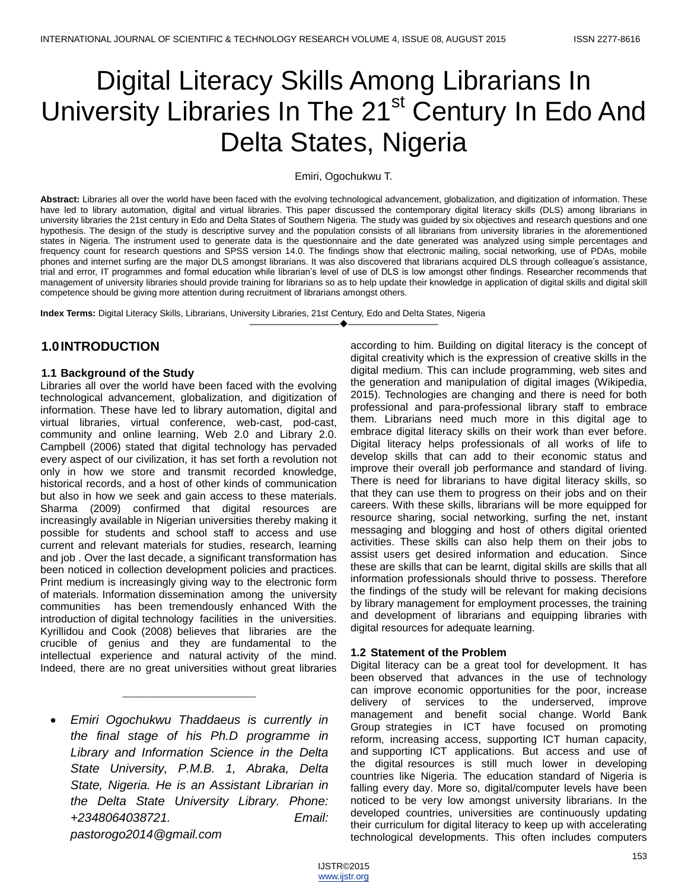# Digital Literacy Skills Among Librarians In University Libraries In The 21st Century In Edo And Delta States, Nigeria

Emiri, Ogochukwu T.

**Abstract:** Libraries all over the world have been faced with the evolving technological advancement, globalization, and digitization of information. These have led to library automation, digital and virtual libraries. This paper discussed the contemporary digital literacy skills (DLS) among librarians in university libraries the 21st century in Edo and Delta States of Southern Nigeria. The study was guided by six objectives and research questions and one hypothesis. The design of the study is descriptive survey and the population consists of all librarians from university libraries in the aforementioned states in Nigeria. The instrument used to generate data is the questionnaire and the date generated was analyzed using simple percentages and frequency count for research questions and SPSS version 14.0. The findings show that electronic mailing, social networking, use of PDAs, mobile phones and internet surfing are the major DLS amongst librarians. It was also discovered that librarians acquired DLS through colleague's assistance, trial and error, IT programmes and formal education while librarian's level of use of DLS is low amongst other findings. Researcher recommends that management of university libraries should provide training for librarians so as to help update their knowledge in application of digital skills and digital skill competence should be giving more attention during recruitment of librarians amongst others.

**Index Terms:** Digital Literacy Skills, Librarians, University Libraries, 21st Century, Edo and Delta States, Nigeria

---

## 1.0 INTRODUCTION

### 1.1 Background of the Study

Libraries all over the world have been faced with the evolving technological advancement, globalization, and digitization of information. These have led to library automation, digital and virtual libraries, virtual conference, web-cast, pod-cast, community and online learning, Web 2.0 and Library 2.0. Campbell (2006) stated that digital technology has pervaded every aspect of our civilization, it has set forth a revolution not only in how we store and transmit recorded knowledge, historical records, and a host of other kinds of communication but also in how we seek and gain access to these materials. Sharma (2009) confirmed that digital resources are increasingly available in Nigerian universities thereby making it possible for students and school staff to access and use current and relevant materials for studies, research, learning and job . Over the last decade, a significant transformation has been noticed in collection development policies and practices. Print medium is increasingly giving way to the electronic form of materials. Information dissemination among the university communities has been tremendously enhanced With the introduction of digital technology facilities in the universities. Kyrillidou and Cook (2008) believes that libraries are the crucible of genius and they are fundamental to the intellectual experience and natural activity of the mind. Indeed, there are no great universities without great libraries according to him. Building on digital literacy is the concept of digital creativity which is the expression of creative skills in the digital medium. This can include programming, web sites and the generation and manipulation of digital images (Wikipedia, 2015). Technologies are changing and there is need for both professional and para-professional library staff to embrace them. Librarians need much more in this digital age to embrace digital literacy skills on their work than ever before. Digital literacy helps professionals of all works of life to develop skills that can add to their economic status and improve their overall job performance and standard of living. There is need for librarians to have digital literacy skills, so that they can use them to progress on their jobs and on their careers. With these skills, librarians will be more equipped for resource sharing, social networking, surfing the net, instant messaging and blogging and host of others digital oriented activities. These skills can also help them on their jobs to assist users get desired information and education. Since these are skills that can be learnt, digital skills are skills that all information professionals should thrive to possess. Therefore the findings of the study will be relevant for making decisions by library management for employment processes, the training and development of librarians and equipping libraries with digital resources for adequate learning.

### 1.2 Statement of the Problem

Digital literacy can be a great tool for development. It has been observed that advances in the use of technology can improve economic opportunities for the poor, increase delivery of services to the underserved, improve management and benefit social change. World Bank Group strategies in ICT have focused on promoting reform, increasing access, supporting ICT human capacity, and supporting ICT applications. But access and use of the digital resources is still much lower in developing countries like Nigeria. The education standard of Nigeria is falling every day. More so, digital/computer levels have been noticed to be very low amongst university librarians. In the developed countries, universities are continuously updating their curriculum for digital literacy to keep up with accelerating technological developments. This often includes computers

---

- *Emiri Ogochukwu Thaddaeus is currently in the final stage of his Ph.D programme in Library and Information Science in the Delta State University, P.M.B. 1, Abraka, Delta State, Nigeria. He is an Assistant Librarian in the Delta State University Library. Phone: +2348064038721. Email: pastorogo2014@gmail.com*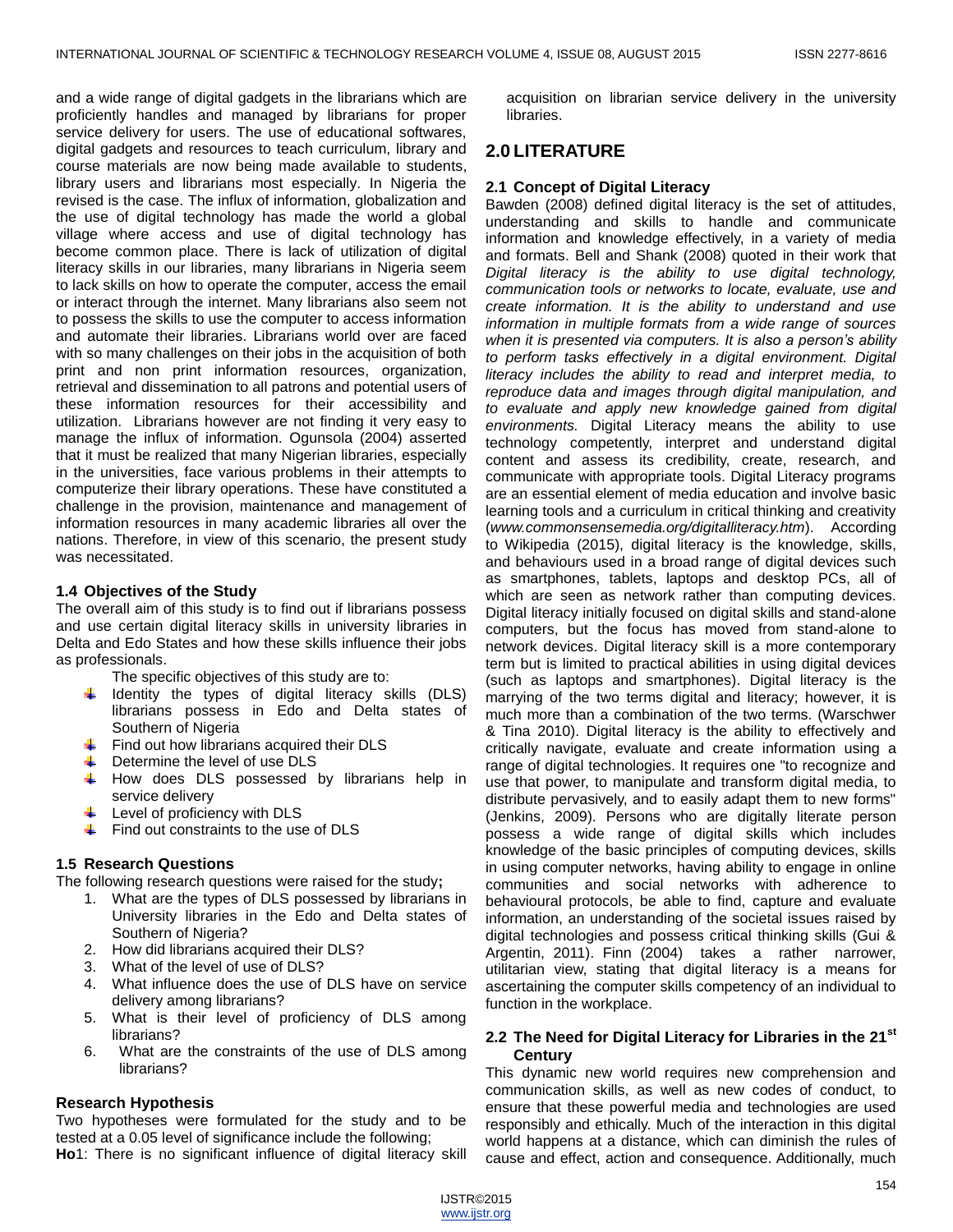and a wide range of digital gadgets in the librarians which are proficiently handles and managed by librarians for proper service delivery for users. The use of educational softwares, digital gadgets and resources to teach curriculum, library and course materials are now being made available to students, library users and librarians most especially. In Nigeria the revised is the case. The influx of information, globalization and the use of digital technology has made the world a global village where access and use of digital technology has become common place. There is lack of utilization of digital literacy skills in our libraries, many librarians in Nigeria seem to lack skills on how to operate the computer, access the email or interact through the internet. Many librarians also seem not to possess the skills to use the computer to access information and automate their libraries. Librarians world over are faced with so many challenges on their jobs in the acquisition of both print and non print information resources, organization, retrieval and dissemination to all patrons and potential users of these information resources for their accessibility and utilization. Librarians however are not finding it very easy to manage the influx of information. Ogunsola (2004) asserted that it must be realized that many Nigerian libraries, especially in the universities, face various problems in their attempts to computerize their library operations. These have constituted a challenge in the provision, maintenance and management of information resources in many academic libraries all over the nations. Therefore, in view of this scenario, the present study was necessitated.

### 1.4 Objectives of the Study

The overall aim of this study is to find out if librarians possess and use certain digital literacy skills in university libraries in Delta and Edo States and how these skills influence their jobs as professionals.

The specific objectives of this study are to:

- Identity the types of digital literacy skills (DLS) librarians possess in Edo and Delta states of Southern of Nigeria
- Find out how librarians acquired their DLS
- Determine the level of use DLS
- How does DLS possessed by librarians help in service delivery
- Level of proficiency with DLS
- Find out constraints to the use of DLS

### 1.5 Research Questions

The following research questions were raised for the study**;**

1. What are the types of DLS possessed by librarians in University libraries in the Edo and Delta states of Southern of Nigeria?
2. How did librarians acquired their DLS?
3. What of the level of use of DLS?
4. What influence does the use of DLS have on service delivery among librarians?
5. What is their level of proficiency of DLS among librarians?
6. What are the constraints of the use of DLS among librarians?

### Research Hypothesis

Two hypotheses were formulated for the study and to be tested at a 0.05 level of significance include the following;

**Ho**1: There is no significant influence of digital literacy skill acquisition on librarian service delivery in the university libraries.

## 2.0 LITERATURE

### 2.1 Concept of Digital Literacy

Bawden (2008) defined digital literacy is the set of attitudes, understanding and skills to handle and communicate information and knowledge effectively, in a variety of media and formats. Bell and Shank (2008) quoted in their work that *Digital literacy is the ability to use digital technology, communication tools or networks to locate, evaluate, use and create information. It is the ability to understand and use information in multiple formats from a wide range of sources when it is presented via computers. It is also a person's ability to perform tasks effectively in a digital environment. Digital literacy includes the ability to read and interpret media, to reproduce data and images through digital manipulation, and to evaluate and apply new knowledge gained from digital environments.* Digital Literacy means the ability to use technology competently, interpret and understand digital content and assess its credibility, create, research, and communicate with appropriate tools. Digital Literacy programs are an essential element of media education and involve basic learning tools and a curriculum in critical thinking and creativity (*www.commonsensemedia.org/digitalliteracy.htm*). According to Wikipedia (2015), digital literacy is the knowledge, skills, and behaviours used in a broad range of digital devices such as smartphones, tablets, laptops and desktop PCs, all of which are seen as network rather than computing devices. Digital literacy initially focused on digital skills and stand-alone computers, but the focus has moved from stand-alone to network devices. Digital literacy skill is a more contemporary term but is limited to practical abilities in using digital devices (such as laptops and smartphones). Digital literacy is the marrying of the two terms digital and literacy; however, it is much more than a combination of the two terms. (Warschwer & Tina 2010). Digital literacy is the ability to effectively and critically navigate, evaluate and create information using a range of digital technologies. It requires one "to recognize and use that power, to manipulate and transform digital media, to distribute pervasively, and to easily adapt them to new forms" (Jenkins, 2009). Persons who are digitally literate person possess a wide range of digital skills which includes knowledge of the basic principles of computing devices, skills in using computer networks, having ability to engage in online communities and social networks with adherence to behavioural protocols, be able to find, capture and evaluate information, an understanding of the societal issues raised by digital technologies and possess critical thinking skills (Gui & Argentin, 2011). Finn (2004) takes a rather narrower, utilitarian view, stating that digital literacy is a means for ascertaining the computer skills competency of an individual to function in the workplace.

### 2.2 The Need for Digital Literacy for Libraries in the 21st Century

This dynamic new world requires new comprehension and communication skills, as well as new codes of conduct, to ensure that these powerful media and technologies are used responsibly and ethically. Much of the interaction in this digital world happens at a distance, which can diminish the rules of cause and effect, action and consequence. Additionally, much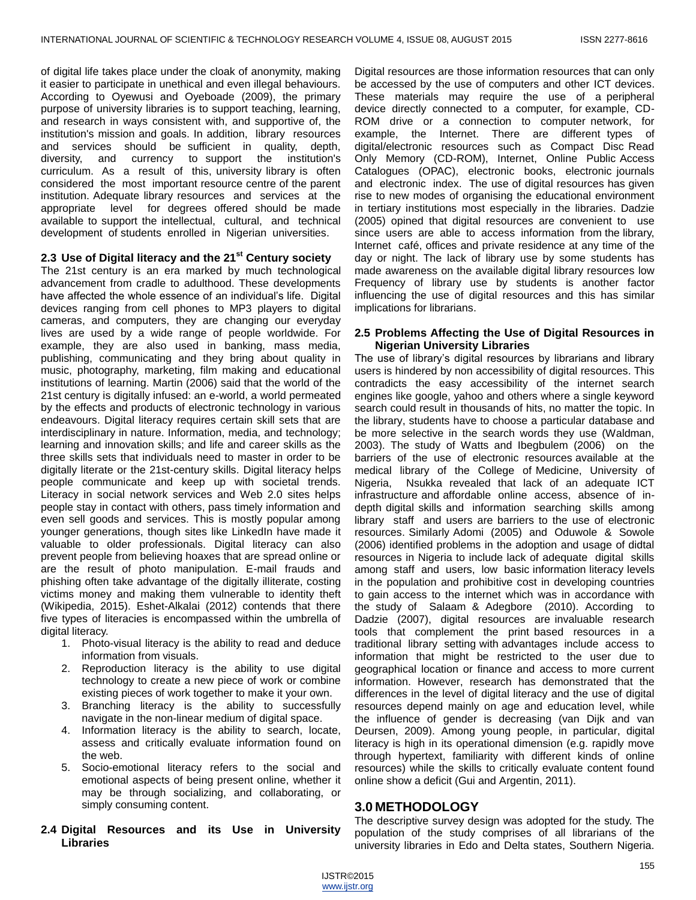of digital life takes place under the cloak of anonymity, making it easier to participate in unethical and even illegal behaviours. According to Oyewusi and Oyeboade (2009), the primary purpose of university libraries is to support teaching, learning, and research in ways consistent with, and supportive of, the institution's mission and goals. In addition, library resources and services should be sufficient in quality, depth, diversity, and currency to support the institution's curriculum. As a result of this, university library is often considered the most important resource centre of the parent institution. Adequate library resources and services at the appropriate level for degrees offered should be made available to support the intellectual, cultural, and technical development of students enrolled in Nigerian universities.

### 2.3 Use of Digital literacy and the 21st Century society

The 21st century is an era marked by much technological advancement from cradle to adulthood. These developments have affected the whole essence of an individual's life. Digital devices ranging from cell phones to MP3 players to digital cameras, and computers, they are changing our everyday lives are used by a wide range of people worldwide. For example, they are also used in banking, mass media, publishing, communicating and they bring about quality in music, photography, marketing, film making and educational institutions of learning. Martin (2006) said that the world of the 21st century is digitally infused: an e-world, a world permeated by the effects and products of electronic technology in various endeavours. Digital literacy requires certain skill sets that are interdisciplinary in nature. Information, media, and technology; learning and innovation skills; and life and career skills as the three skills sets that individuals need to master in order to be digitally literate or the 21st-century skills. Digital literacy helps people communicate and keep up with societal trends. Literacy in social network services and Web 2.0 sites helps people stay in contact with others, pass timely information and even sell goods and services. This is mostly popular among younger generations, though sites like LinkedIn have made it valuable to older professionals. Digital literacy can also prevent people from believing hoaxes that are spread online or are the result of photo manipulation. E-mail frauds and phishing often take advantage of the digitally illiterate, costing victims money and making them vulnerable to identity theft (Wikipedia, 2015). Eshet-Alkalai (2012) contends that there five types of literacies is encompassed within the umbrella of digital literacy.

1. Photo-visual literacy is the ability to read and deduce information from visuals.
2. Reproduction literacy is the ability to use digital technology to create a new piece of work or combine existing pieces of work together to make it your own.
3. Branching literacy is the ability to successfully navigate in the non-linear medium of digital space.
4. Information literacy is the ability to search, locate, assess and critically evaluate information found on the web.
5. Socio-emotional literacy refers to the social and emotional aspects of being present online, whether it may be through socializing, and collaborating, or simply consuming content.

### 2.4 Digital Resources and its Use in University Libraries

Digital resources are those information resources that can only be accessed by the use of computers and other ICT devices. These materials may require the use of a peripheral device directly connected to a computer, for example, CD-ROM drive or a connection to computer network, for example, the Internet. There are different types of digital/electronic resources such as Compact Disc Read Only Memory (CD-ROM), Internet, Online Public Access Catalogues (OPAC), electronic books, electronic journals and electronic index. The use of digital resources has given rise to new modes of organising the educational environment in tertiary institutions most especially in the libraries. Dadzie (2005) opined that digital resources are convenient to use since users are able to access information from the library, Internet café, offices and private residence at any time of the day or night. The lack of library use by some students has made awareness on the available digital library resources low Frequency of library use by students is another factor influencing the use of digital resources and this has similar implications for librarians.

### 2.5 Problems Affecting the Use of Digital Resources in Nigerian University Libraries

The use of library's digital resources by librarians and library users is hindered by non accessibility of digital resources. This contradicts the easy accessibility of the internet search engines like google, yahoo and others where a single keyword search could result in thousands of hits, no matter the topic. In the library, students have to choose a particular database and be more selective in the search words they use (Waldman, 2003). The study of Watts and Ibegbulem (2006) on the barriers of the use of electronic resources available at the medical library of the College of Medicine, University of Nigeria, Nsukka revealed that lack of an adequate ICT infrastructure and affordable online access, absence of in-depth digital skills and information searching skills among library staff and users are barriers to the use of electronic resources. Similarly Adomi (2005) and Oduwole & Sowole (2006) identified problems in the adoption and usage of didtal resources in Nigeria to include lack of adequate digital skills among staff and users, low basic information literacy levels in the population and prohibitive cost in developing countries to gain access to the internet which was in accordance with the study of Salaam & Adegbore (2010). According to Dadzie (2007), digital resources are invaluable research tools that complement the print based resources in a traditional library setting with advantages include access to information that might be restricted to the user due to geographical location or finance and access to more current information. However, research has demonstrated that the differences in the level of digital literacy and the use of digital resources depend mainly on age and education level, while the influence of gender is decreasing (van Dijk and van Deursen, 2009). Among young people, in particular, digital literacy is high in its operational dimension (e.g. rapidly move through hypertext, familiarity with different kinds of online resources) while the skills to critically evaluate content found online show a deficit (Gui and Argentin, 2011).

## 3.0 METHODOLOGY

The descriptive survey design was adopted for the study. The population of the study comprises of all librarians of the university libraries in Edo and Delta states, Southern Nigeria.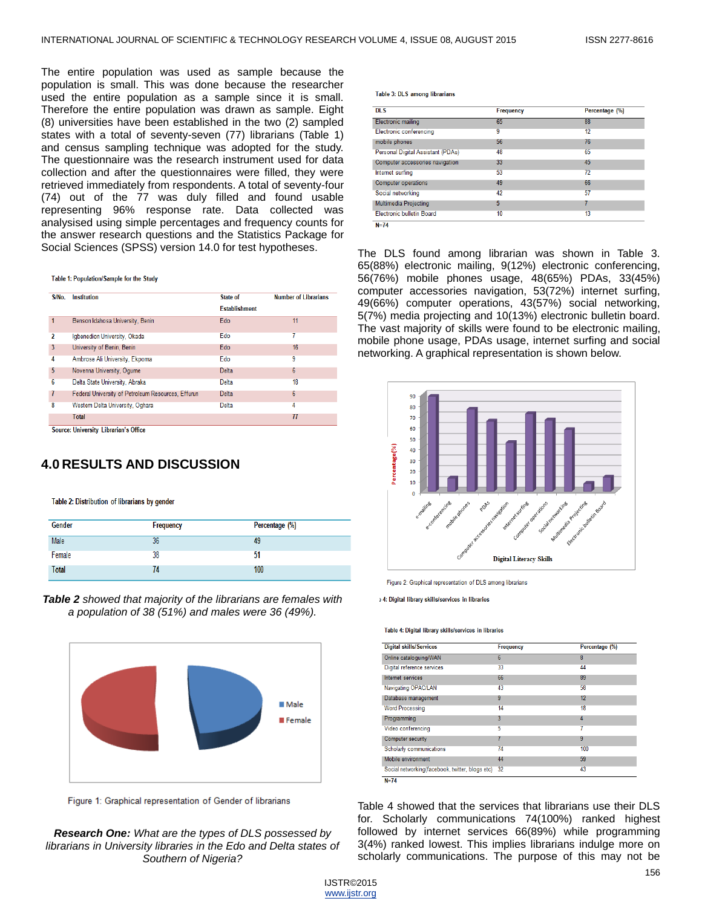The entire population was used as sample because the population is small. This was done because the researcher used the entire population as a sample since it is small. Therefore the entire population was drawn as sample. Eight (8) universities have been established in the two (2) sampled states with a total of seventy-seven (77) librarians (Table 1) and census sampling technique was adopted for the study. The questionnaire was the research instrument used for data collection and after the questionnaires were filled, they were retrieved immediately from respondents. A total of seventy-four (74) out of the 77 was duly filled and found usable representing 96% response rate. Data collected was analysised using simple percentages and frequency counts for the answer research questions and the Statistics Package for Social Sciences (SPSS) version 14.0 for test hypotheses.

Table 1: Population/Sample for the Study

| S/No. | Institution | State of Establishment | Number of Librarians |
|---|---|---|---|
| 1 | Benson Idahosa University, Benin | Edo | 11 |
| 2 | Igbenedion University, Okada | Edo | 7 |
| 3 | University of Benin, Benin | Edo | 16 |
| 4 | Ambrose Ali University, Ekpoma | Edo | 9 |
| 5 | Novenna University, Ogume | Delta | 6 |
| 6 | Delta State University, Abraka | Delta | 18 |
| 7 | Federal University of Petroleum Resources, Effurun | Delta | 6 |
| 8 | Western Delta University, Oghara | Delta | 4 |
| | Total | | 77 |

Source: University Librarian's Office

## 4.0 RESULTS AND DISCUSSION

Table 2: Distribution of librarians by gender

| Gender | Frequency | Percentage (%) |
|---|---|---|
| Male | 36 | 49 |
| Female | 38 | 51 |
| Total | 74 | 100 |

***Table 2** showed that majority of the librarians are females with a population of 38 (51%) and males were 36 (49%).*

Figure 1: Graphical representation of Gender of librarians

***Research One:** What are the types of DLS possessed by librarians in University libraries in the Edo and Delta states of Southern of Nigeria?*

Table 3: DLS among librarians

| DLS | Frequency | Percentage (%) |
|---|---|---|
| Electronic mailing | 65 | 88 |
| Electronic conferencing | 9 | 12 |
| mobile phones | 56 | 76 |
| Personal Digital Assistant (PDAs) | 48 | 65 |
| Computer accessories navigation | 33 | 45 |
| Internet surfing | 53 | 72 |
| Computer operations | 49 | 66 |
| Social networking | 42 | 57 |
| Multimedia Projecting | 5 | 7 |
| Electronic bulletin Board | 10 | 13 |

N=74

The DLS found among librarian was shown in Table 3. 65(88%) electronic mailing, 9(12%) electronic conferencing, 56(76%) mobile phones usage, 48(65%) PDAs, 33(45%) computer accessories navigation, 53(72%) internet surfing, 49(66%) computer operations, 43(57%) social networking, 5(7%) media projecting and 10(13%) electronic bulletin board. The vast majority of skills were found to be electronic mailing, mobile phone usage, PDAs usage, internet surfing and social networking. A graphical representation is shown below.

Figure 2: Graphical representation of DLS among librarians

Table 4: Digital library skills/services in libraries

| Digital skills/Services | Frequency | Percentage (%) |
|---|---|---|
| Online cataloguing/WAN | 6 | 8 |
| Digital reference services | 33 | 44 |
| Internet services | 66 | 89 |
| Navigating OPAC/LAN | 43 | 58 |
| Database management | 9 | 12 |
| Word Processing | 14 | 18 |
| Programming | 3 | 4 |
| Video conferencing | 5 | 7 |
| Computer security | 7 | 9 |
| Scholarly communications | 74 | 100 |
| Mobile environment | 44 | 59 |
| Social networking(facebook, twitter, blogs etc) | 32 | 43 |

N=74

Table 4 showed that the services that librarians use their DLS for. Scholarly communications 74(100%) ranked highest followed by internet services 66(89%) while programming 3(4%) ranked lowest. This implies librarians indulge more on scholarly communications. The purpose of this may not be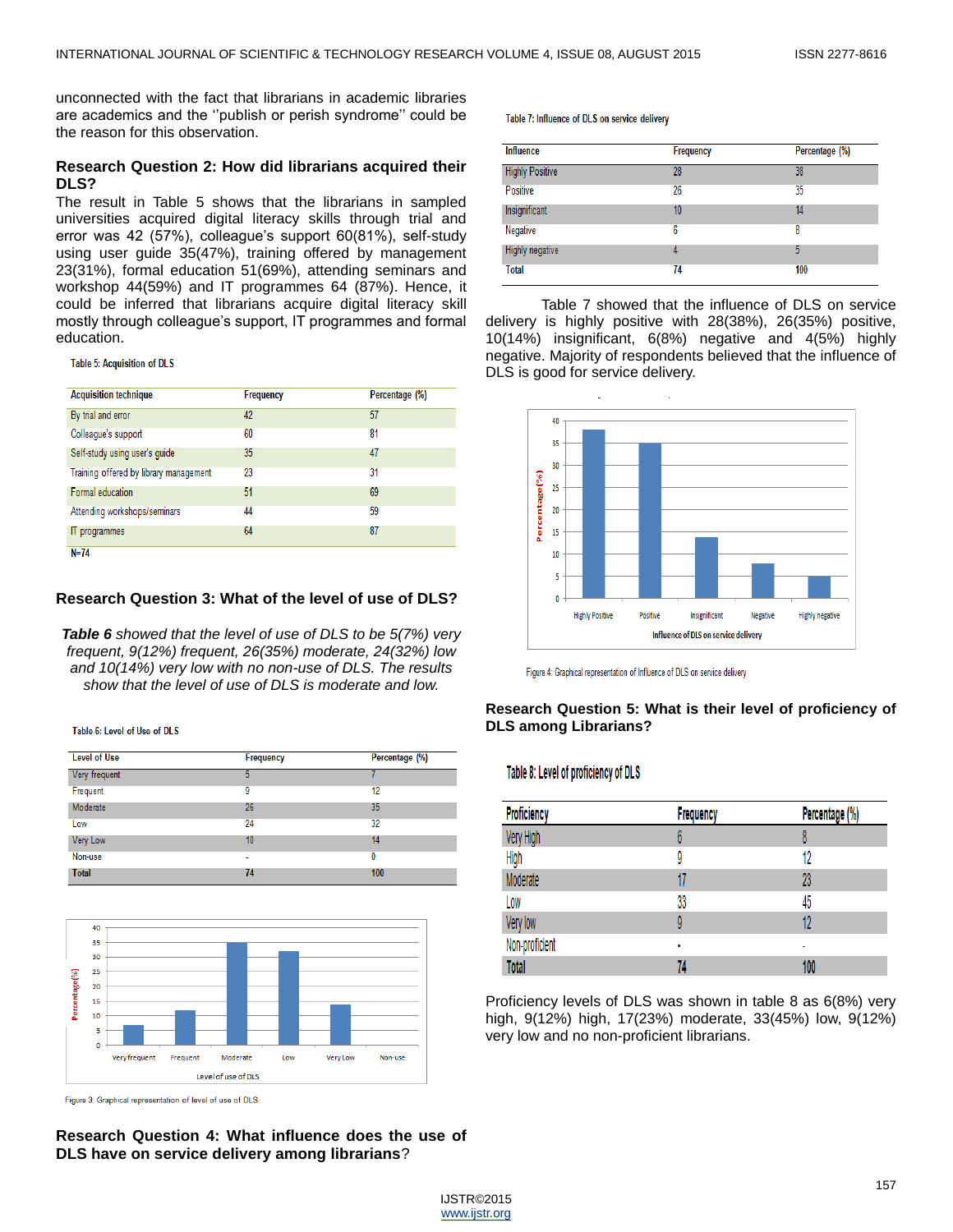unconnected with the fact that librarians in academic libraries are academics and the ''publish or perish syndrome'' could be the reason for this observation.

**Research Question 2: How did librarians acquired their DLS?**

The result in Table 5 shows that the librarians in sampled universities acquired digital literacy skills through trial and error was 42 (57%), colleague's support 60(81%), self-study using user guide 35(47%), training offered by management 23(31%), formal education 51(69%), attending seminars and workshop 44(59%) and IT programmes 64 (87%). Hence, it could be inferred that librarians acquire digital literacy skill mostly through colleague's support, IT programmes and formal education.

Table 5: Acquisition of DLS

| Acquisition technique | Frequency | Percentage (%) |
|---|---|---|
| By trial and error | 42 | 57 |
| Colleague's support | 60 | 81 |
| Self-study using user's guide | 35 | 47 |
| Training offered by library management | 23 | 31 |
| Formal education | 51 | 69 |
| Attending workshops/seminars | 44 | 59 |
| IT programmes | 64 | 87 |

N=74

**Research Question 3: What of the level of use of DLS?**

*Table 6 showed that the level of use of DLS to be 5(7%) very frequent, 9(12%) frequent, 26(35%) moderate, 24(32%) low and 10(14%) very low with no non-use of DLS. The results show that the level of use of DLS is moderate and low.*

Table 6: Level of Use of DLS

| Level of Use | Frequency | Percentage (%) |
|---|---|---|
| Very frequent | 5 | 7 |
| Frequent | 9 | 12 |
| Moderate | 26 | 35 |
| Low | 24 | 32 |
| Very Low | 10 | 14 |
| Non-use | - | 0 |
| **Total** | **74** | **100** |

Figure 3: Graphical representation of level of use of DLS

**Research Question 4: What influence does the use of DLS have on service delivery among librarians?**

Table 7: Influence of DLS on service delivery

| Influence | Frequency | Percentage (%) |
|---|---|---|
| Highly Positive | 28 | 38 |
| Positive | 26 | 35 |
| Insignificant | 10 | 14 |
| Negative | 6 | 8 |
| Highly negative | 4 | 5 |
| Total | 74 | 100 |

Table 7 showed that the influence of DLS on service delivery is highly positive with 28(38%), 26(35%) positive, 10(14%) insignificant, 6(8%) negative and 4(5%) highly negative. Majority of respondents believed that the influence of DLS is good for service delivery.

Figure 4: Graphical representation of Influence of DLS on service delivery

**Research Question 5: What is their level of proficiency of DLS among Librarians?**

Table 8: Level of proficiency of DLS

| Proficiency | Frequency | Percentage (%) |
|---|---|---|
| Very High | 6 | 8 |
| High | 9 | 12 |
| Moderate | 17 | 23 |
| Low | 33 | 45 |
| Very low | 9 | 12 |
| Non-proficient | - | - |
| Total | 74 | 100 |

Proficiency levels of DLS was shown in table 8 as 6(8%) very high, 9(12%) high, 17(23%) moderate, 33(45%) low, 9(12%) very low and no non-proficient librarians.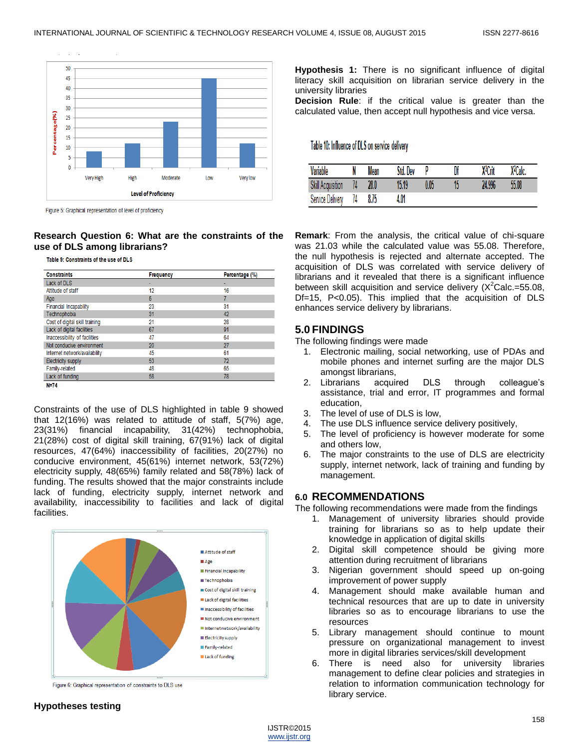Figure 5: Graphical representation of level of proficiency

**Research Question 6: What are the constraints of the use of DLS among librarians?**

**Table 9: Constraints of the use of DLS**

| Constraints | Frequency | Percentage (%) |
|---|---|---|
| Lack of DLS | - | - |
| Attitude of staff | 12 | 16 |
| Age | 5 | 7 |
| Financial Incapability | 23 | 31 |
| Technophobia | 31 | 42 |
| Cost of digital skill training | 21 | 28 |
| Lack of digital facilities | 67 | 91 |
| Inaccessibility of facilities | 47 | 64 |
| Not conducive environment | 20 | 27 |
| Internet network/availability | 45 | 61 |
| Electricity supply | 53 | 72 |
| Family-related | 48 | 65 |
| Lack of funding | 58 | 78 |

**N=74**

Constraints of the use of DLS highlighted in table 9 showed that 12(16%) was related to attitude of staff, 5(7%) age, 23(31%) financial incapability, 31(42%) technophobia, 21(28%) cost of digital skill training, 67(91%) lack of digital resources, 47(64%) inaccessibility of facilities, 20(27%) no conducive environment, 45(61%) internet network, 53(72%) electricity supply, 48(65%) family related and 58(78%) lack of funding. The results showed that the major constraints include lack of funding, electricity supply, internet network and availability, inaccessibility to facilities and lack of digital facilities.

Figure 6: Graphical representation of constraints to DLS use

**Hypotheses testing**

**Hypothesis 1:** There is no significant influence of digital literacy skill acquisition on librarian service delivery in the university libraries

**Decision Rule**: if the critical value is greater than the calculated value, then accept null hypothesis and vice versa.

Table 10: Influence of DLS on service delivery

| Variable | N | Mean | Std. Dev | P | Df | $X^2$Crit | $X^2$Calc. |
|---|---|---|---|---|---|---|---|
| Skill Acquisition | 74 | 28.0 | 15.19 | 0.05 | 15 | 24.996 | 55.08 |
| Service Delivery | 74 | 8.75 | 4.01 | | | | |

**Remark**: From the analysis, the critical value of chi-square was 21.03 while the calculated value was 55.08. Therefore, the null hypothesis is rejected and alternate accepted. The acquisition of DLS was correlated with service delivery of librarians and it revealed that there is a significant influence between skill acquisition and service delivery ($X^2$Calc.=55.08, Df=15, P<0.05). This implied that the acquisition of DLS enhances service delivery by librarians.

## 5.0 FINDINGS

The following findings were made

1. Electronic mailing, social networking, use of PDAs and mobile phones and internet surfing are the major DLS amongst librarians,
2. Librarians acquired DLS through colleague's assistance, trial and error, IT programmes and formal education,
3. The level of use of DLS is low,
4. The use DLS influence service delivery positively,
5. The level of proficiency is however moderate for some and others low,
6. The major constraints to the use of DLS are electricity supply, internet network, lack of training and funding by management.

## 6.0 RECOMMENDATIONS

The following recommendations were made from the findings

1. Management of university libraries should provide training for librarians so as to help update their knowledge in application of digital skills
2. Digital skill competence should be giving more attention during recruitment of librarians
3. Nigerian government should speed up on-going improvement of power supply
4. Management should make available human and technical resources that are up to date in university libraries so as to encourage librarians to use the resources
5. Library management should continue to mount pressure on organizational management to invest more in digital libraries services/skill development
6. There is need also for university libraries management to define clear policies and strategies in relation to information communication technology for library service.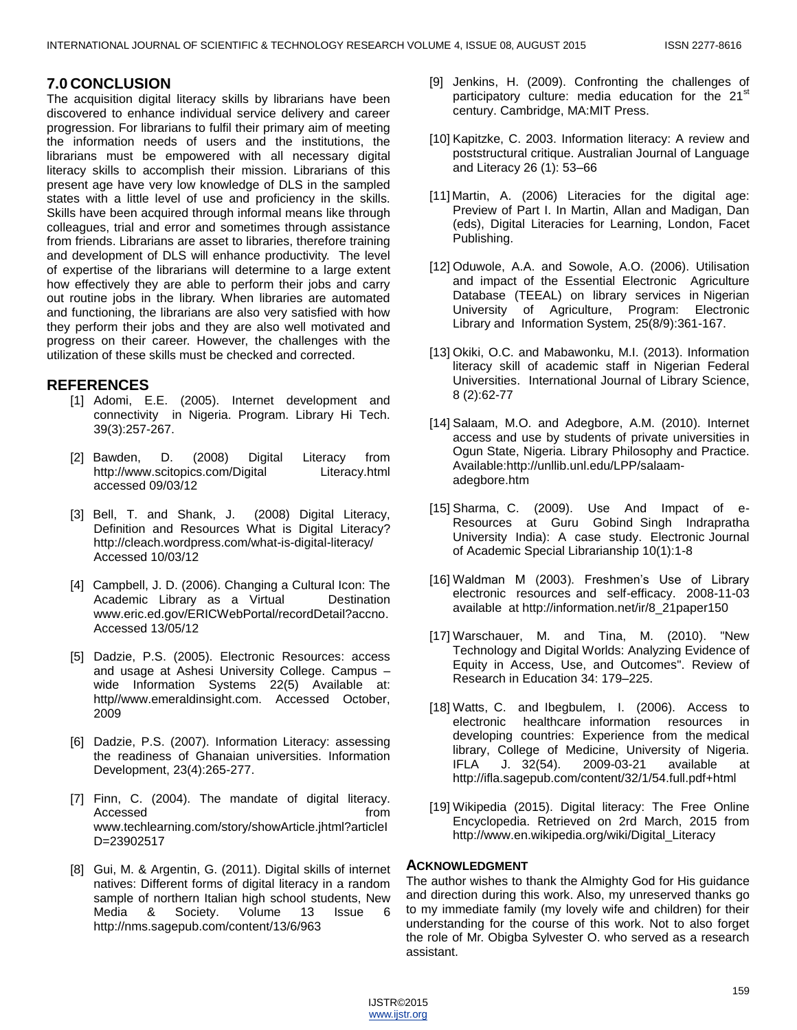## 7.0 CONCLUSION

The acquisition digital literacy skills by librarians have been discovered to enhance individual service delivery and career progression. For librarians to fulfil their primary aim of meeting the information needs of users and the institutions, the librarians must be empowered with all necessary digital literacy skills to accomplish their mission. Librarians of this present age have very low knowledge of DLS in the sampled states with a little level of use and proficiency in the skills. Skills have been acquired through informal means like through colleagues, trial and error and sometimes through assistance from friends. Librarians are asset to libraries, therefore training and development of DLS will enhance productivity. The level of expertise of the librarians will determine to a large extent how effectively they are able to perform their jobs and carry out routine jobs in the library. When libraries are automated and functioning, the librarians are also very satisfied with how they perform their jobs and they are also well motivated and progress on their career. However, the challenges with the utilization of these skills must be checked and corrected.

## REFERENCES

[1] Adomi, E.E. (2005). Internet development and connectivity in Nigeria. Program. Library Hi Tech. 39(3):257-267.

[2] Bawden, D. (2008) Digital Literacy from http://www.scitopics.com/Digital Literacy.html accessed 09/03/12

[3] Bell, T. and Shank, J. (2008) Digital Literacy, Definition and Resources What is Digital Literacy? http://cleach.wordpress.com/what-is-digital-literacy/ Accessed 10/03/12

[4] Campbell, J. D. (2006). Changing a Cultural Icon: The Academic Library as a Virtual Destination www.eric.ed.gov/ERICWebPortal/recordDetail?accno. Accessed 13/05/12

[5] Dadzie, P.S. (2005). Electronic Resources: access and usage at Ashesi University College. Campus – wide Information Systems 22(5) Available at: http//www.emeraldinsight.com. Accessed October, 2009

[6] Dadzie, P.S. (2007). Information Literacy: assessing the readiness of Ghanaian universities. Information Development, 23(4):265-277.

[7] Finn, C. (2004). The mandate of digital literacy. Accessed from www.techlearning.com/story/showArticle.jhtml?articleID=23902517

[8] Gui, M. & Argentin, G. (2011). Digital skills of internet natives: Different forms of digital literacy in a random sample of northern Italian high school students, New Media & Society. Volume 13 Issue 6 http://nms.sagepub.com/content/13/6/963

[9] Jenkins, H. (2009). Confronting the challenges of participatory culture: media education for the 21st century. Cambridge, MA:MIT Press.

[10] Kapitzke, C. 2003. Information literacy: A review and poststructural critique. Australian Journal of Language and Literacy 26 (1): 53–66

[11] Martin, A. (2006) Literacies for the digital age: Preview of Part I. In Martin, Allan and Madigan, Dan (eds), Digital Literacies for Learning, London, Facet Publishing.

[12] Oduwole, A.A. and Sowole, A.O. (2006). Utilisation and impact of the Essential Electronic Agriculture Database (TEEAL) on library services in Nigerian University of Agriculture, Program: Electronic Library and Information System, 25(8/9):361-167.

[13] Okiki, O.C. and Mabawonku, M.I. (2013). Information literacy skill of academic staff in Nigerian Federal Universities. International Journal of Library Science, 8 (2):62-77

[14] Salaam, M.O. and Adegbore, A.M. (2010). Internet access and use by students of private universities in Ogun State, Nigeria. Library Philosophy and Practice. Available:http://unllib.unl.edu/LPP/salaam-adegbore.htm

[15] Sharma, C. (2009). Use And Impact of e-Resources at Guru Gobind Singh Indrapratha University India): A case study. Electronic Journal of Academic Special Librarianship 10(1):1-8

[16] Waldman M (2003). Freshmen's Use of Library electronic resources and self-efficacy. 2008-11-03 available at http://information.net/ir/8_21paper150

[17] Warschauer, M. and Tina, M. (2010). "New Technology and Digital Worlds: Analyzing Evidence of Equity in Access, Use, and Outcomes". Review of Research in Education 34: 179–225.

[18] Watts, C. and Ibegbulem, I. (2006). Access to electronic healthcare information resources in developing countries: Experience from the medical library, College of Medicine, University of Nigeria. IFLA J. 32(54). 2009-03-21 available at http://ifla.sagepub.com/content/32/1/54.full.pdf+html

[19] Wikipedia (2015). Digital literacy: The Free Online Encyclopedia. Retrieved on 2rd March, 2015 from http://www.en.wikipedia.org/wiki/Digital_Literacy

### ACKNOWLEDGMENT

The author wishes to thank the Almighty God for His guidance and direction during this work. Also, my unreserved thanks go to my immediate family (my lovely wife and children) for their understanding for the course of this work. Not to also forget the role of Mr. Obigba Sylvester O. who served as a research assistant.